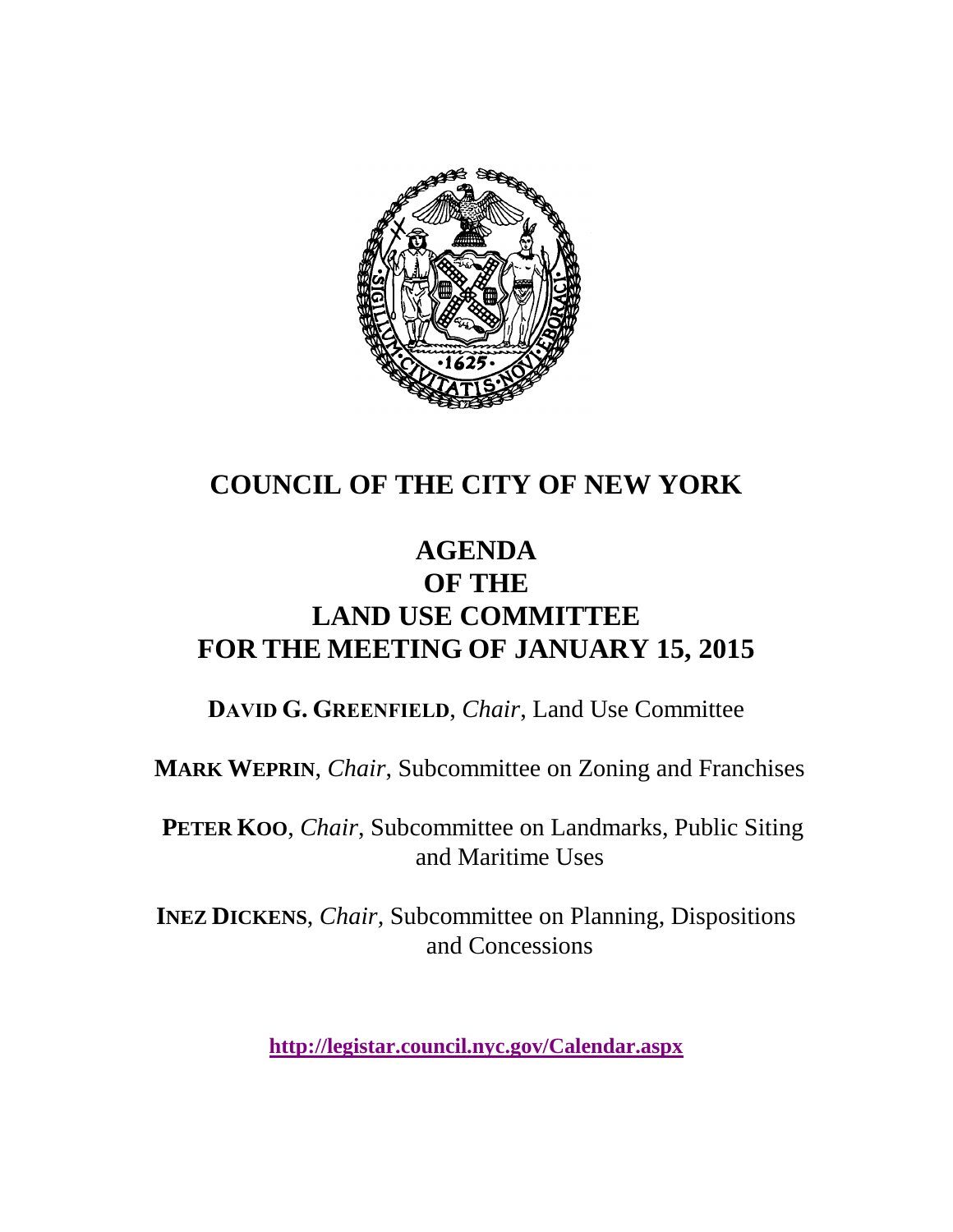# COUNCIL OF THE CITY OF NEW YORK

## AGENDA
## OF THE
## LAND USE COMMITTEE
## FOR THE MEETING OF JANUARY 15, 2015

**DAVID G. GREENFIELD**, *Chair*, Land Use Committee

**MARK WEPRIN**, *Chair*, Subcommittee on Zoning and Franchises

**PETER KOO**, *Chair*, Subcommittee on Landmarks, Public Siting and Maritime Uses

**INEZ DICKENS**, *Chair*, Subcommittee on Planning, Dispositions and Concessions

**http://legistar.council.nyc.gov/Calendar.aspx**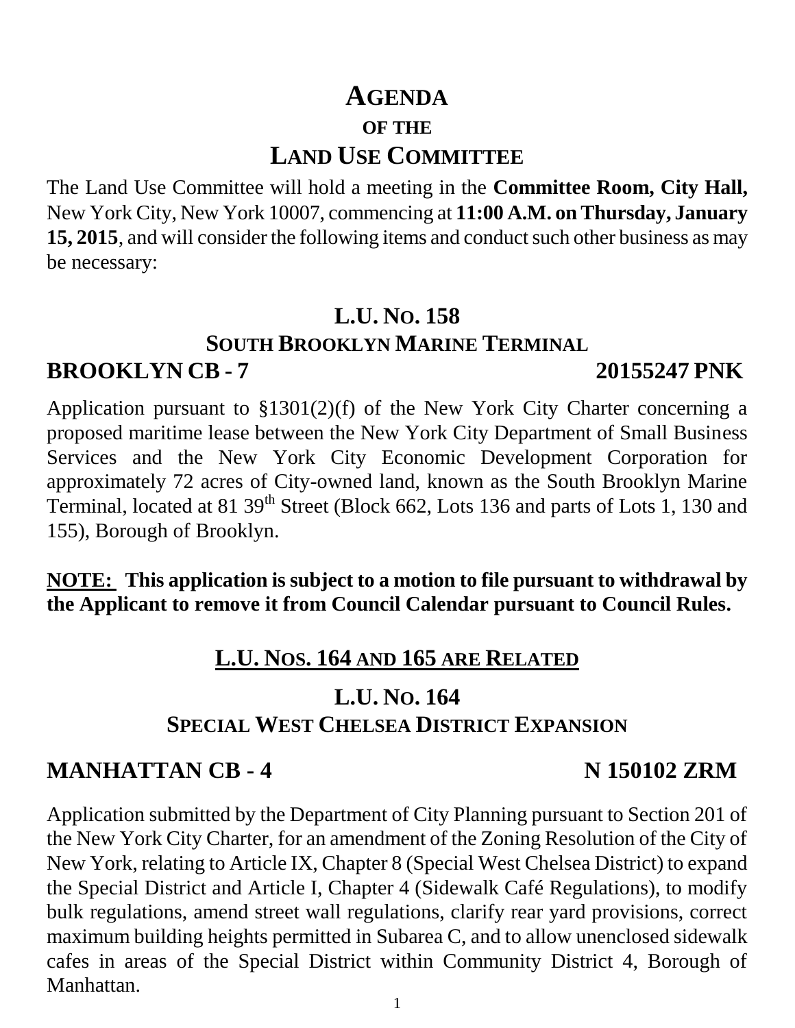# AGENDA

## OF THE

# LAND USE COMMITTEE

The Land Use Committee will hold a meeting in the **Committee Room, City Hall,** New York City, New York 10007, commencing at **11:00 A.M. on Thursday, January 15, 2015**, and will consider the following items and conduct such other business as may be necessary:

## L.U. NO. 158

## SOUTH BROOKLYN MARINE TERMINAL

**BROOKLYN CB - 7** **20155247 PNK**

Application pursuant to §1301(2)(f) of the New York City Charter concerning a proposed maritime lease between the New York City Department of Small Business Services and the New York City Economic Development Corporation for approximately 72 acres of City-owned land, known as the South Brooklyn Marine Terminal, located at 81 39th Street (Block 662, Lots 136 and parts of Lots 1, 130 and 155), Borough of Brooklyn.

**NOTE: This application is subject to a motion to file pursuant to withdrawal by the Applicant to remove it from Council Calendar pursuant to Council Rules.**

## L.U. NOS. 164 AND 165 ARE RELATED

## L.U. NO. 164

## SPECIAL WEST CHELSEA DISTRICT EXPANSION

**MANHATTAN CB - 4** **N 150102 ZRM**

Application submitted by the Department of City Planning pursuant to Section 201 of the New York City Charter, for an amendment of the Zoning Resolution of the City of New York, relating to Article IX, Chapter 8 (Special West Chelsea District) to expand the Special District and Article I, Chapter 4 (Sidewalk Café Regulations), to modify bulk regulations, amend street wall regulations, clarify rear yard provisions, correct maximum building heights permitted in Subarea C, and to allow unenclosed sidewalk cafes in areas of the Special District within Community District 4, Borough of Manhattan.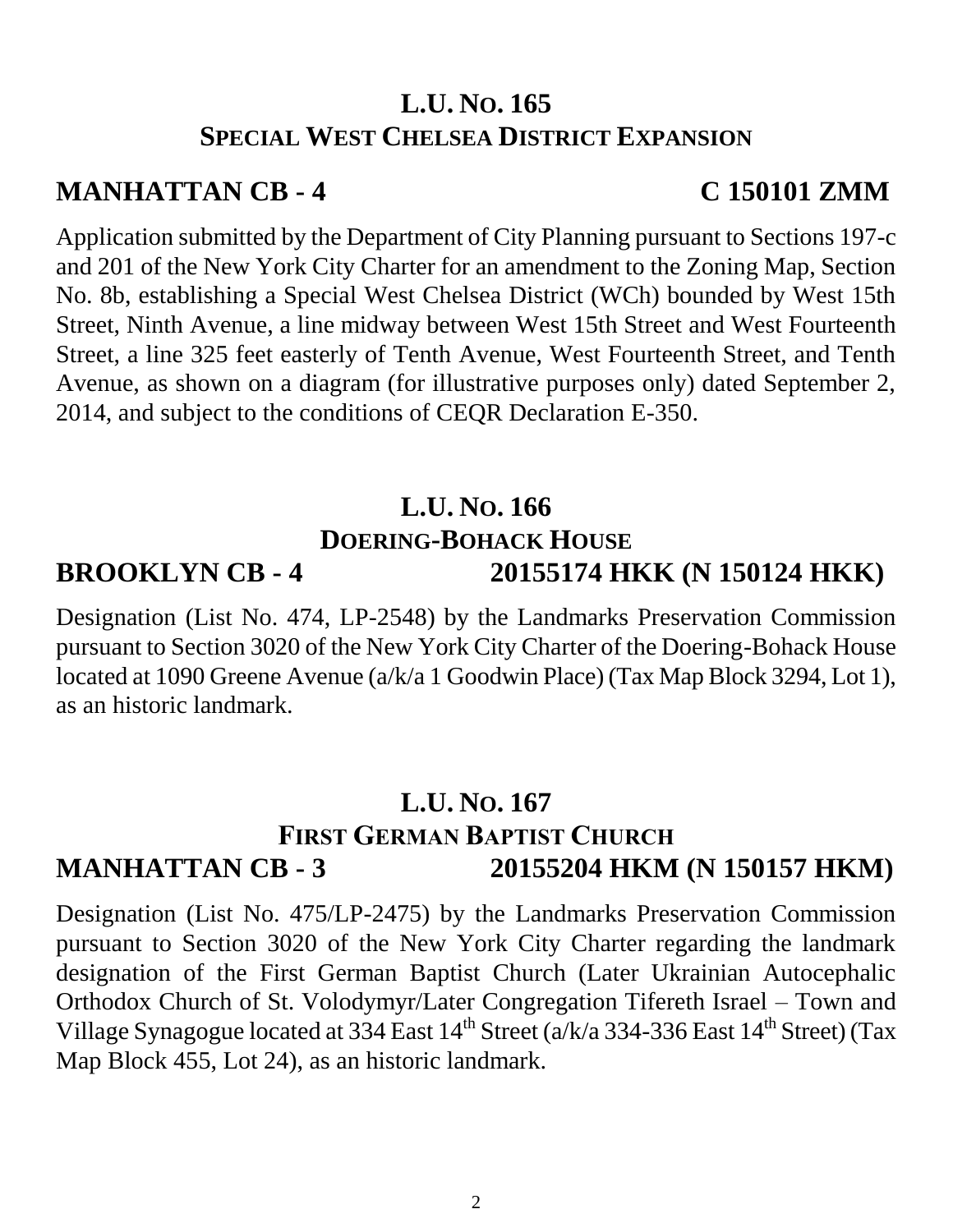## L.U. NO. 165
## SPECIAL WEST CHELSEA DISTRICT EXPANSION

**MANHATTAN CB - 4** **C 150101 ZMM**

Application submitted by the Department of City Planning pursuant to Sections 197-c and 201 of the New York City Charter for an amendment to the Zoning Map, Section No. 8b, establishing a Special West Chelsea District (WCh) bounded by West 15th Street, Ninth Avenue, a line midway between West 15th Street and West Fourteenth Street, a line 325 feet easterly of Tenth Avenue, West Fourteenth Street, and Tenth Avenue, as shown on a diagram (for illustrative purposes only) dated September 2, 2014, and subject to the conditions of CEQR Declaration E-350.

## L.U. NO. 166
## DOERING-BOHACK HOUSE

**BROOKLYN CB - 4** **20155174 HKK (N 150124 HKK)**

Designation (List No. 474, LP-2548) by the Landmarks Preservation Commission pursuant to Section 3020 of the New York City Charter of the Doering-Bohack House located at 1090 Greene Avenue (a/k/a 1 Goodwin Place) (Tax Map Block 3294, Lot 1), as an historic landmark.

## L.U. NO. 167
## FIRST GERMAN BAPTIST CHURCH

**MANHATTAN CB - 3** **20155204 HKM (N 150157 HKM)**

Designation (List No. 475/LP-2475) by the Landmarks Preservation Commission pursuant to Section 3020 of the New York City Charter regarding the landmark designation of the First German Baptist Church (Later Ukrainian Autocephalic Orthodox Church of St. Volodymyr/Later Congregation Tifereth Israel – Town and Village Synagogue located at 334 East 14th Street (a/k/a 334-336 East 14th Street) (Tax Map Block 455, Lot 24), as an historic landmark.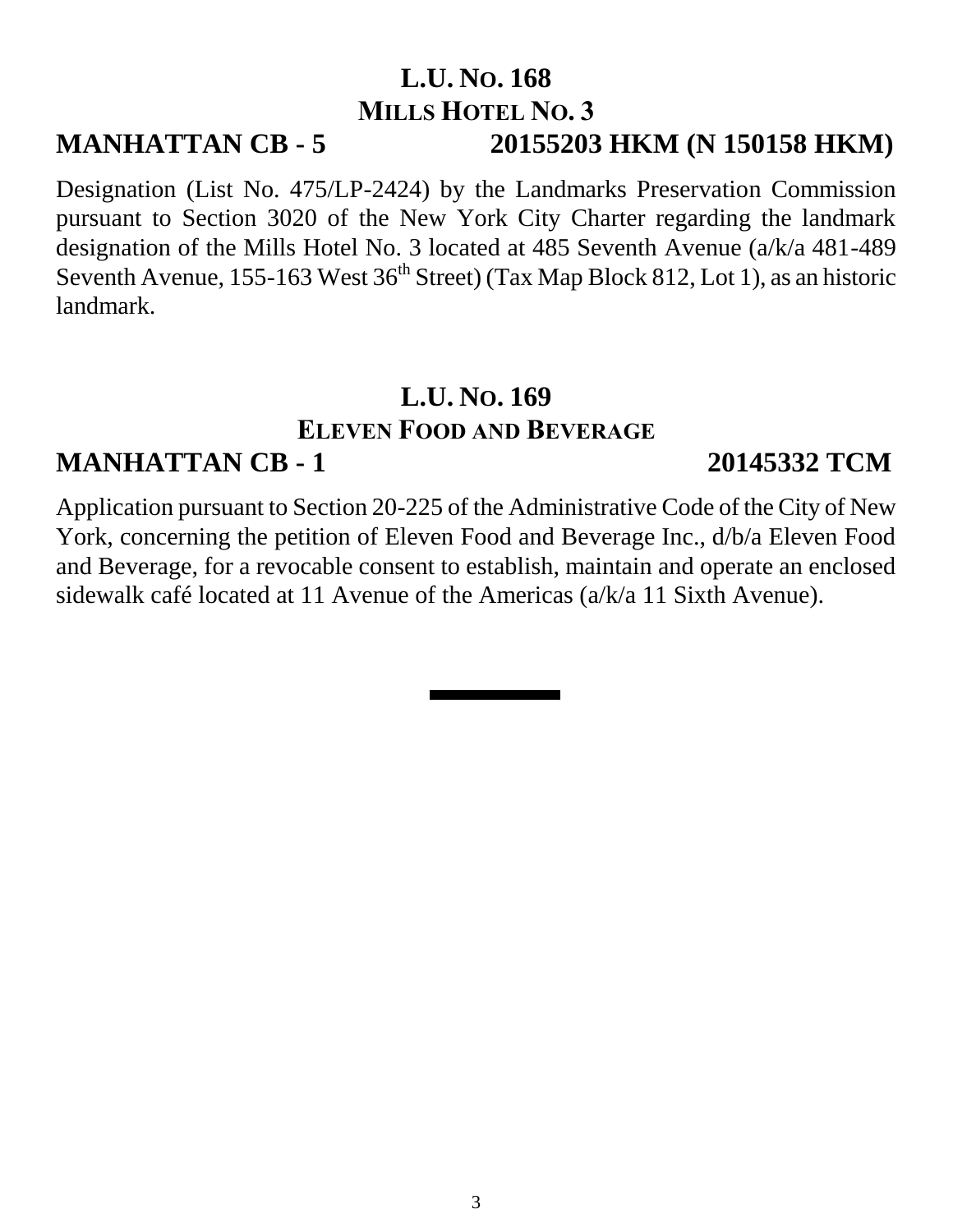## L.U. No. 168
### Mills Hotel No. 3

**MANHATTAN CB - 5** **20155203 HKM (N 150158 HKM)**

Designation (List No. 475/LP-2424) by the Landmarks Preservation Commission pursuant to Section 3020 of the New York City Charter regarding the landmark designation of the Mills Hotel No. 3 located at 485 Seventh Avenue (a/k/a 481-489 Seventh Avenue, 155-163 West 36th Street) (Tax Map Block 812, Lot 1), as an historic landmark.

## L.U. No. 169
### Eleven Food and Beverage

**MANHATTAN CB - 1** **20145332 TCM**

Application pursuant to Section 20-225 of the Administrative Code of the City of New York, concerning the petition of Eleven Food and Beverage Inc., d/b/a Eleven Food and Beverage, for a revocable consent to establish, maintain and operate an enclosed sidewalk café located at 11 Avenue of the Americas (a/k/a 11 Sixth Avenue).